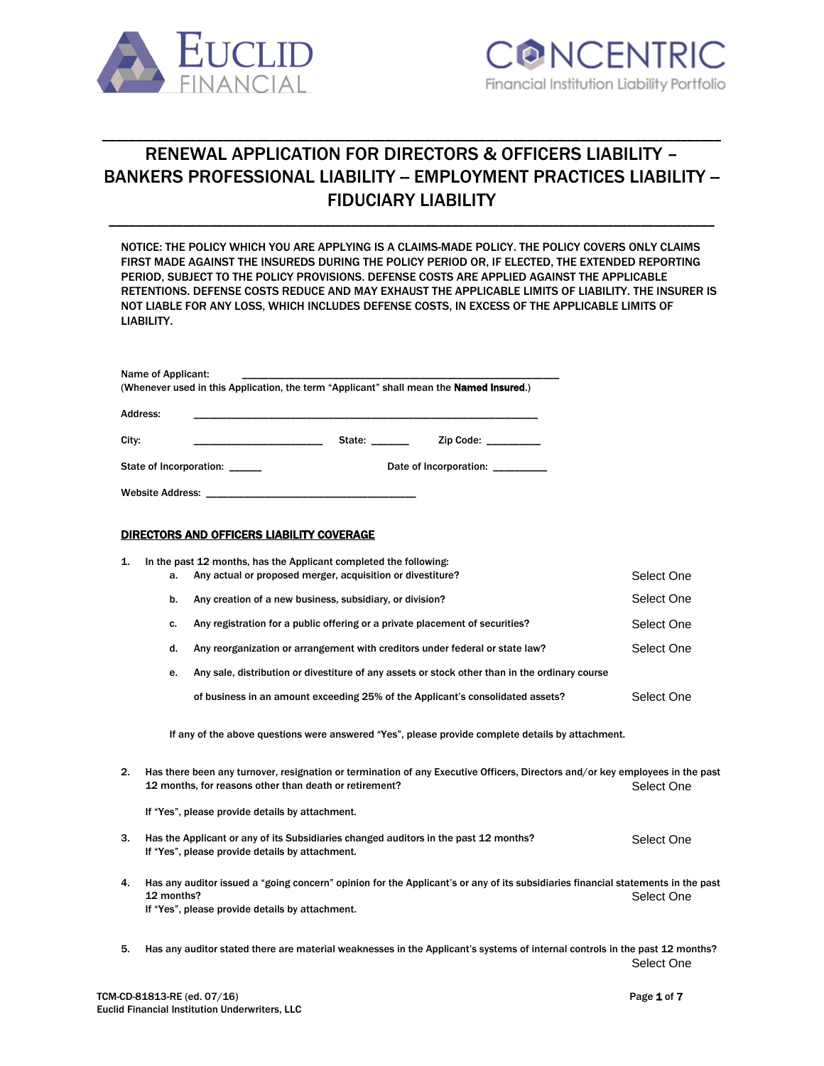# RENEWAL APPLICATION FOR DIRECTORS & OFFICERS LIABILITY – BANKERS PROFESSIONAL LIABILITY – EMPLOYMENT PRACTICES LIABILITY – FIDUCIARY LIABILITY

NOTICE: THE POLICY WHICH YOU ARE APPLYING IS A CLAIMS-MADE POLICY. THE POLICY COVERS ONLY CLAIMS FIRST MADE AGAINST THE INSUREDS DURING THE POLICY PERIOD OR, IF ELECTED, THE EXTENDED REPORTING PERIOD, SUBJECT TO THE POLICY PROVISIONS. DEFENSE COSTS ARE APPLIED AGAINST THE APPLICABLE RETENTIONS. DEFENSE COSTS REDUCE AND MAY EXHAUST THE APPLICABLE LIMITS OF LIABILITY. THE INSURER IS NOT LIABLE FOR ANY LOSS, WHICH INCLUDES DEFENSE COSTS, IN EXCESS OF THE APPLICABLE LIMITS OF LIABILITY.

Name of Applicant: ____________________________________________
(Whenever used in this Application, the term "Applicant" shall mean the **Named Insured**.)

Address: ____________________________________________

City: ____________________ State: ______ Zip Code: _________

State of Incorporation: ______ Date of Incorporation: _________

Website Address: ______________________________

## DIRECTORS AND OFFICERS LIABILITY COVERAGE

1. In the past 12 months, has the Applicant completed the following:
   - a. Any actual or proposed merger, acquisition or divestiture? Select One
   - b. Any creation of a new business, subsidiary, or division? Select One
   - c. Any registration for a public offering or a private placement of securities? Select One
   - d. Any reorganization or arrangement with creditors under federal or state law? Select One
   - e. Any sale, distribution or divestiture of any assets or stock other than in the ordinary course of business in an amount exceeding 25% of the Applicant's consolidated assets? Select One

   If any of the above questions were answered "Yes", please provide complete details by attachment.

2. Has there been any turnover, resignation or termination of any Executive Officers, Directors and/or key employees in the past 12 months, for reasons other than death or retirement? Select One

   If "Yes", please provide details by attachment.

3. Has the Applicant or any of its Subsidiaries changed auditors in the past 12 months? Select One
   If "Yes", please provide details by attachment.

4. Has any auditor issued a "going concern" opinion for the Applicant's or any of its subsidiaries financial statements in the past 12 months? Select One
   If "Yes", please provide details by attachment.

5. Has any auditor stated there are material weaknesses in the Applicant's systems of internal controls in the past 12 months? Select One

TCM-CD-81813-RE (ed. 07/16)
Euclid Financial Institution Underwriters, LLC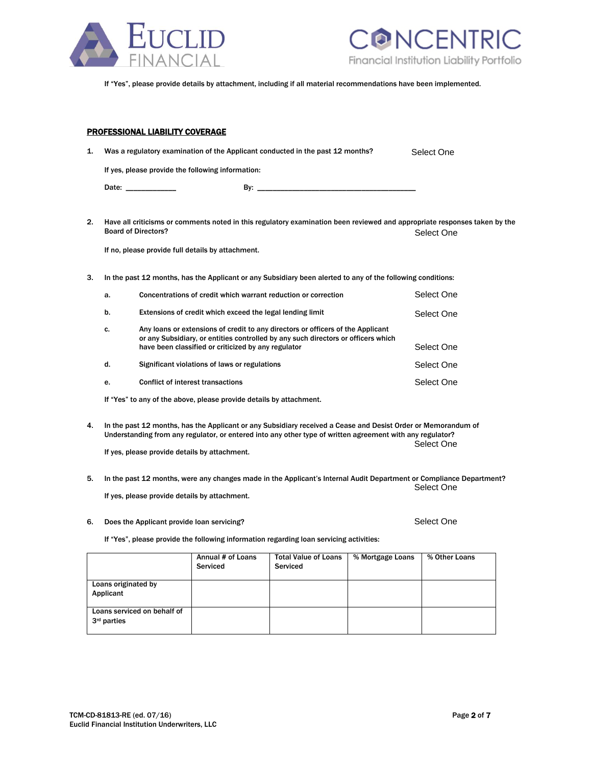If "Yes", please provide details by attachment, including if all material recommendations have been implemented.

## PROFESSIONAL LIABILITY COVERAGE

1. Was a regulatory examination of the Applicant conducted in the past 12 months? Select One

   If yes, please provide the following information:

   Date: ____________ By: ________________________________________

2. Have all criticisms or comments noted in this regulatory examination been reviewed and appropriate responses taken by the Board of Directors? Select One

   If no, please provide full details by attachment.

3. In the past 12 months, has the Applicant or any Subsidiary been alerted to any of the following conditions:

   a. Concentrations of credit which warrant reduction or correction Select One

   b. Extensions of credit which exceed the legal lending limit Select One

   c. Any loans or extensions of credit to any directors or officers of the Applicant or any Subsidiary, or entities controlled by any such directors or officers which have been classified or criticized by any regulator Select One

   d. Significant violations of laws or regulations Select One

   e. Conflict of interest transactions Select One

   If "Yes" to any of the above, please provide details by attachment.

4. In the past 12 months, has the Applicant or any Subsidiary received a Cease and Desist Order or Memorandum of Understanding from any regulator, or entered into any other type of written agreement with any regulator? Select One

   If yes, please provide details by attachment.

5. In the past 12 months, were any changes made in the Applicant's Internal Audit Department or Compliance Department? Select One

   If yes, please provide details by attachment.

6. Does the Applicant provide loan servicing? Select One

   If "Yes", please provide the following information regarding loan servicing activities:

| | Annual # of Loans Serviced | Total Value of Loans Serviced | % Mortgage Loans | % Other Loans |
|---|---|---|---|---|
| Loans originated by Applicant | | | | |
| Loans serviced on behalf of 3rd parties | | | | |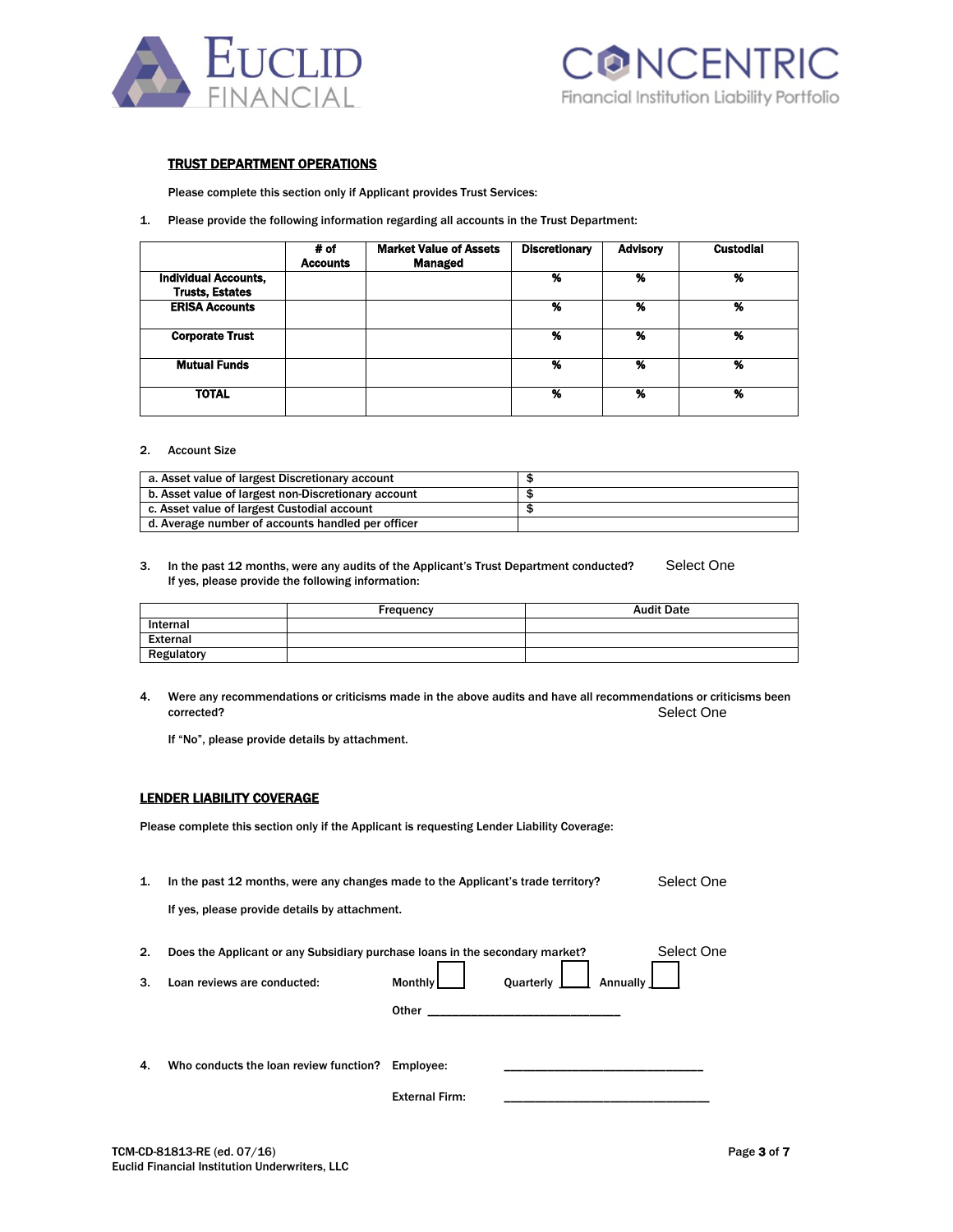## TRUST DEPARTMENT OPERATIONS

Please complete this section only if Applicant provides Trust Services:

1. Please provide the following information regarding all accounts in the Trust Department:

| | # of Accounts | Market Value of Assets Managed | Discretionary | Advisory | Custodial |
|---|---|---|---|---|---|
| Individual Accounts, Trusts, Estates | | | % | % | % |
| ERISA Accounts | | | % | % | % |
| Corporate Trust | | | % | % | % |
| Mutual Funds | | | % | % | % |
| TOTAL | | | % | % | % |

2. Account Size

| | |
|---|---|
| a. Asset value of largest Discretionary account | $ |
| b. Asset value of largest non-Discretionary account | $ |
| c. Asset value of largest Custodial account | $ |
| d. Average number of accounts handled per officer | |

3. In the past 12 months, were any audits of the Applicant's Trust Department conducted? Select One
   If yes, please provide the following information:

| | Frequency | Audit Date |
|---|---|---|
| Internal | | |
| External | | |
| Regulatory | | |

4. Were any recommendations or criticisms made in the above audits and have all recommendations or criticisms been corrected? Select One

   If "No", please provide details by attachment.

## LENDER LIABILITY COVERAGE

Please complete this section only if the Applicant is requesting Lender Liability Coverage:

1. In the past 12 months, were any changes made to the Applicant's trade territory? Select One

   If yes, please provide details by attachment.

2. Does the Applicant or any Subsidiary purchase loans in the secondary market? Select One

3. Loan reviews are conducted: Monthly ☐ Quarterly ☐ Annually ☐

   Other ______________________________

4. Who conducts the loan review function? Employee: ______________________________

   External Firm: ______________________________

TCM-CD-81813-RE (ed. 07/16)
Euclid Financial Institution Underwriters, LLC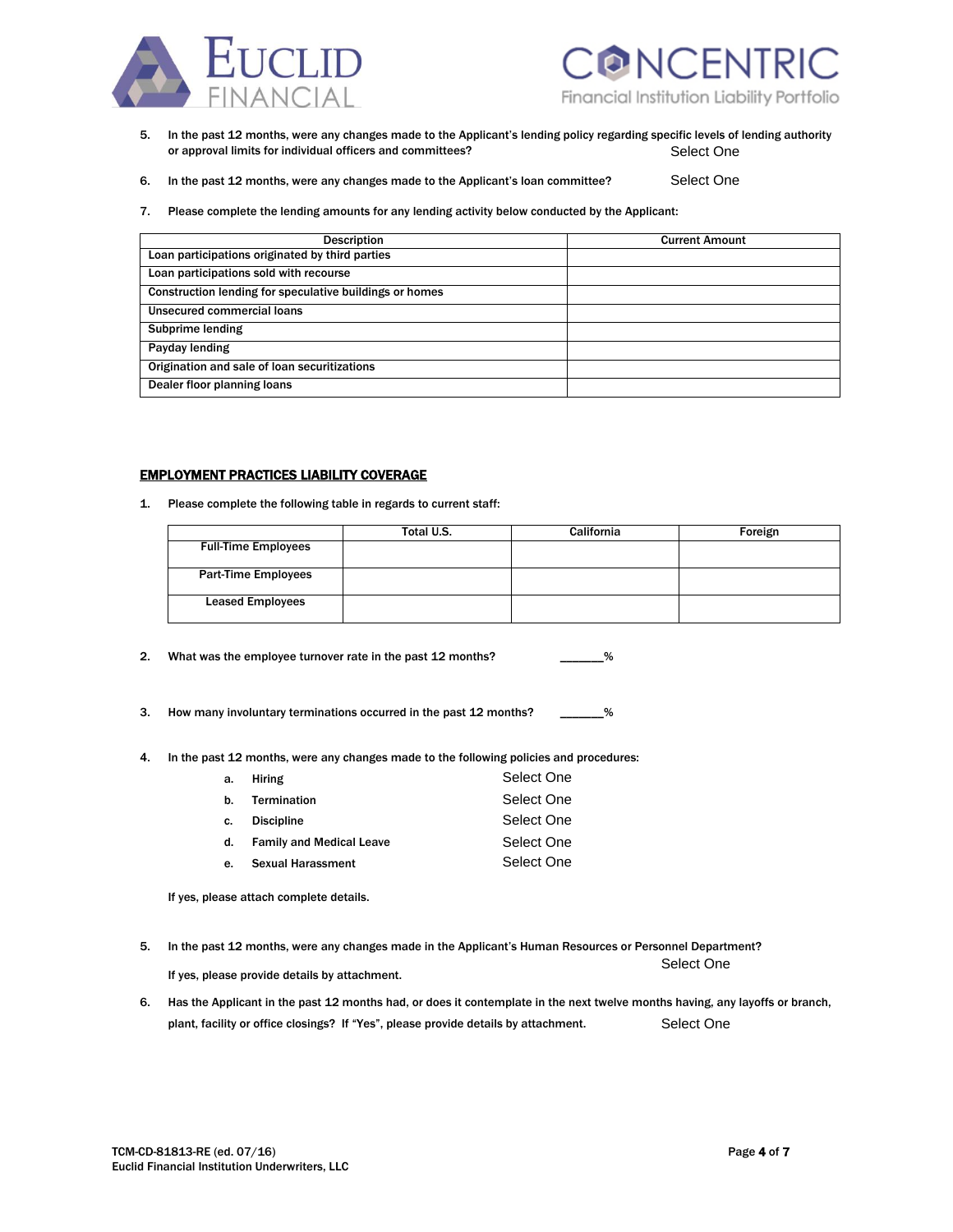5. In the past 12 months, were any changes made to the Applicant's lending policy regarding specific levels of lending authority or approval limits for individual officers and committees? Select One

6. In the past 12 months, were any changes made to the Applicant's loan committee? Select One

7. Please complete the lending amounts for any lending activity below conducted by the Applicant:

| Description | Current Amount |
|---|---|
| Loan participations originated by third parties | |
| Loan participations sold with recourse | |
| Construction lending for speculative buildings or homes | |
| Unsecured commercial loans | |
| Subprime lending | |
| Payday lending | |
| Origination and sale of loan securitizations | |
| Dealer floor planning loans | |

## EMPLOYMENT PRACTICES LIABILITY COVERAGE

1. Please complete the following table in regards to current staff:

| | Total U.S. | California | Foreign |
|---|---|---|---|
| Full-Time Employees | | | |
| Part-Time Employees | | | |
| Leased Employees | | | |

2. What was the employee turnover rate in the past 12 months? _______%

3. How many involuntary terminations occurred in the past 12 months? _______%

4. In the past 12 months, were any changes made to the following policies and procedures:
   a. Hiring Select One
   b. Termination Select One
   c. Discipline Select One
   d. Family and Medical Leave Select One
   e. Sexual Harassment Select One

   If yes, please attach complete details.

5. In the past 12 months, were any changes made in the Applicant's Human Resources or Personnel Department? Select One

   If yes, please provide details by attachment.

6. Has the Applicant in the past 12 months had, or does it contemplate in the next twelve months having, any layoffs or branch, plant, facility or office closings? If "Yes", please provide details by attachment. Select One

TCM-CD-81813-RE (ed. 07/16)
Euclid Financial Institution Underwriters, LLC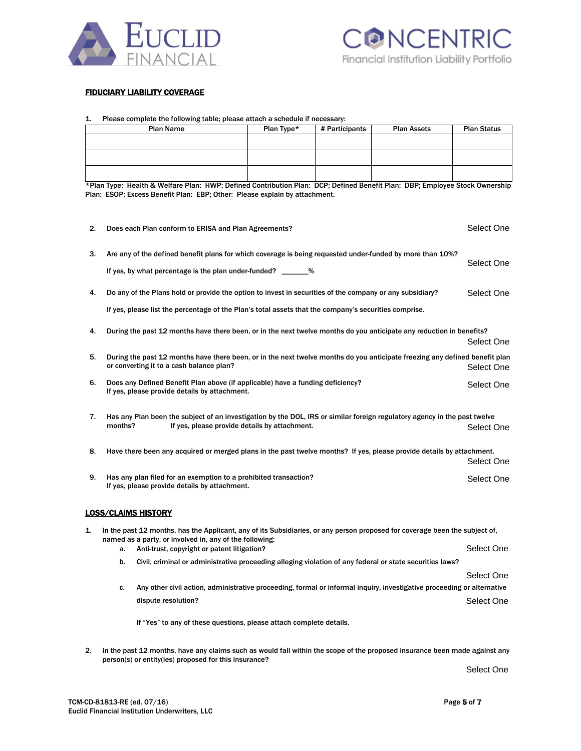## FIDUCIARY LIABILITY COVERAGE

1. Please complete the following table; please attach a schedule if necessary:

| Plan Name | Plan Type* | # Participants | Plan Assets | Plan Status |
|---|---|---|---|---|
| | | | | |
| | | | | |
| | | | | |

*Plan Type: Health & Welfare Plan: HWP; Defined Contribution Plan: DCP; Defined Benefit Plan: DBP; Employee Stock Ownership Plan: ESOP; Excess Benefit Plan: EBP; Other: Please explain by attachment.

2. Does each Plan conform to ERISA and Plan Agreements? Select One

3. Are any of the defined benefit plans for which coverage is being requested under-funded by more than 10%? Select One

   If yes, by what percentage is the plan under-funded? _______%

4. Do any of the Plans hold or provide the option to invest in securities of the company or any subsidiary? Select One

   If yes, please list the percentage of the Plan's total assets that the company's securities comprise.

4. During the past 12 months have there been, or in the next twelve months do you anticipate any reduction in benefits? Select One

5. During the past 12 months have there been, or in the next twelve months do you anticipate freezing any defined benefit plan or converting it to a cash balance plan? Select One

6. Does any Defined Benefit Plan above (if applicable) have a funding deficiency? Select One
   If yes, please provide details by attachment.

7. Has any Plan been the subject of an investigation by the DOL, IRS or similar foreign regulatory agency in the past twelve months? If yes, please provide details by attachment. Select One

8. Have there been any acquired or merged plans in the past twelve months? If yes, please provide details by attachment. Select One

9. Has any plan filed for an exemption to a prohibited transaction? Select One
   If yes, please provide details by attachment.

## LOSS/CLAIMS HISTORY

1. In the past 12 months, has the Applicant, any of its Subsidiaries, or any person proposed for coverage been the subject of, named as a party, or involved in, any of the following:
   a. Anti-trust, copyright or patent litigation? Select One
   b. Civil, criminal or administrative proceeding alleging violation of any federal or state securities laws? Select One
   c. Any other civil action, administrative proceeding, formal or informal inquiry, investigative proceeding or alternative dispute resolution? Select One

   If "Yes" to any of these questions, please attach complete details.

2. In the past 12 months, have any claims such as would fall within the scope of the proposed insurance been made against any person(s) or entity(ies) proposed for this insurance? Select One

TCM-CD-81813-RE (ed. 07/16)
Euclid Financial Institution Underwriters, LLC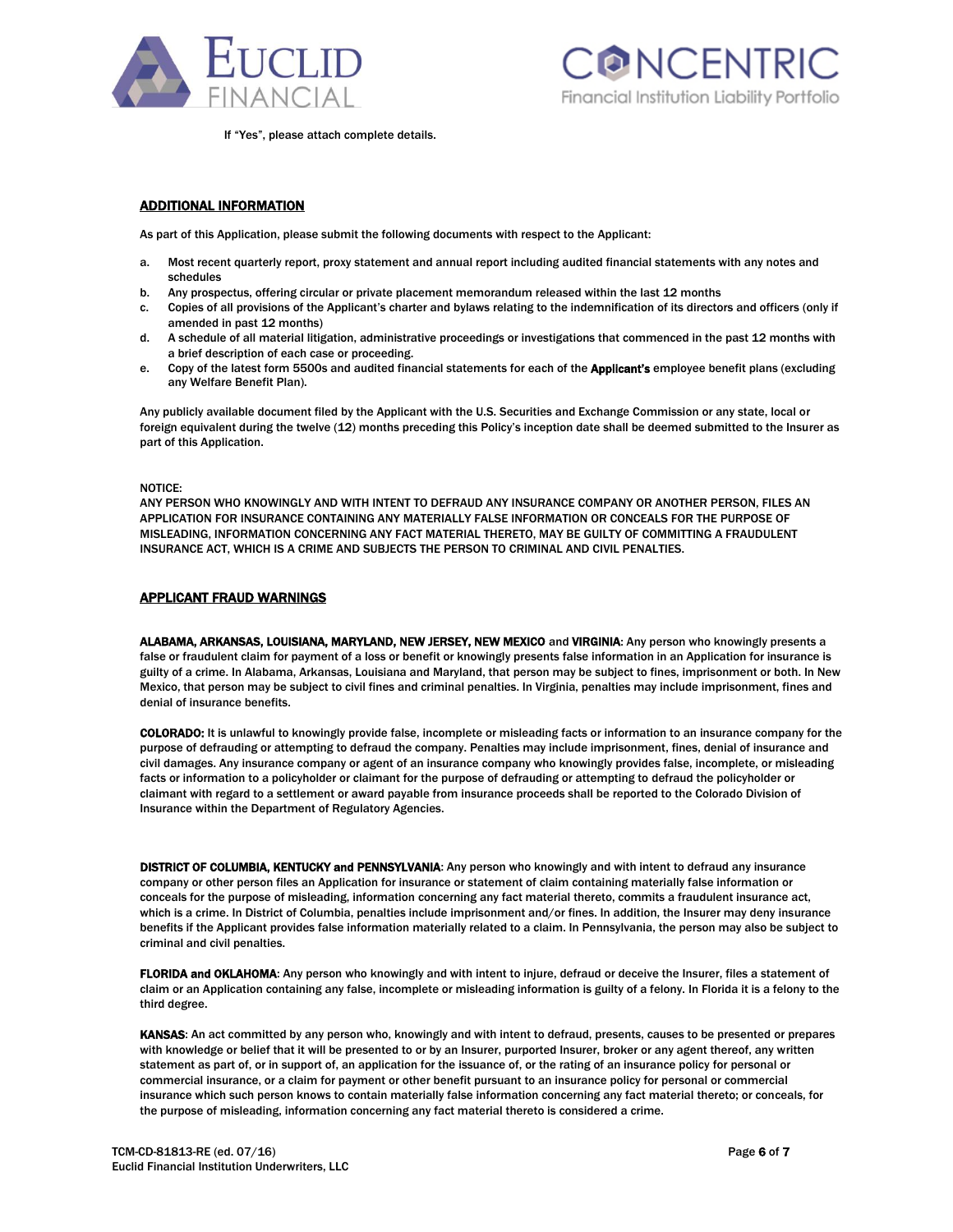If "Yes", please attach complete details.

## ADDITIONAL INFORMATION

As part of this Application, please submit the following documents with respect to the Applicant:

a. Most recent quarterly report, proxy statement and annual report including audited financial statements with any notes and schedules
b. Any prospectus, offering circular or private placement memorandum released within the last 12 months
c. Copies of all provisions of the Applicant's charter and bylaws relating to the indemnification of its directors and officers (only if amended in past 12 months)
d. A schedule of all material litigation, administrative proceedings or investigations that commenced in the past 12 months with a brief description of each case or proceeding.
e. Copy of the latest form 5500s and audited financial statements for each of the **Applicant's** employee benefit plans (excluding any Welfare Benefit Plan).

Any publicly available document filed by the Applicant with the U.S. Securities and Exchange Commission or any state, local or foreign equivalent during the twelve (12) months preceding this Policy's inception date shall be deemed submitted to the Insurer as part of this Application.

NOTICE:
ANY PERSON WHO KNOWINGLY AND WITH INTENT TO DEFRAUD ANY INSURANCE COMPANY OR ANOTHER PERSON, FILES AN APPLICATION FOR INSURANCE CONTAINING ANY MATERIALLY FALSE INFORMATION OR CONCEALS FOR THE PURPOSE OF MISLEADING, INFORMATION CONCERNING ANY FACT MATERIAL THERETO, MAY BE GUILTY OF COMMITTING A FRAUDULENT INSURANCE ACT, WHICH IS A CRIME AND SUBJECTS THE PERSON TO CRIMINAL AND CIVIL PENALTIES.

## APPLICANT FRAUD WARNINGS

**ALABAMA, ARKANSAS, LOUISIANA, MARYLAND, NEW JERSEY, NEW MEXICO** and **VIRGINIA**: Any person who knowingly presents a false or fraudulent claim for payment of a loss or benefit or knowingly presents false information in an Application for insurance is guilty of a crime. In Alabama, Arkansas, Louisiana and Maryland, that person may be subject to fines, imprisonment or both. In New Mexico, that person may be subject to civil fines and criminal penalties. In Virginia, penalties may include imprisonment, fines and denial of insurance benefits.

**COLORADO:** It is unlawful to knowingly provide false, incomplete or misleading facts or information to an insurance company for the purpose of defrauding or attempting to defraud the company. Penalties may include imprisonment, fines, denial of insurance and civil damages. Any insurance company or agent of an insurance company who knowingly provides false, incomplete, or misleading facts or information to a policyholder or claimant for the purpose of defrauding or attempting to defraud the policyholder or claimant with regard to a settlement or award payable from insurance proceeds shall be reported to the Colorado Division of Insurance within the Department of Regulatory Agencies.

**DISTRICT OF COLUMBIA, KENTUCKY and PENNSYLVANIA**: Any person who knowingly and with intent to defraud any insurance company or other person files an Application for insurance or statement of claim containing materially false information or conceals for the purpose of misleading, information concerning any fact material thereto, commits a fraudulent insurance act, which is a crime. In District of Columbia, penalties include imprisonment and/or fines. In addition, the Insurer may deny insurance benefits if the Applicant provides false information materially related to a claim. In Pennsylvania, the person may also be subject to criminal and civil penalties.

**FLORIDA and OKLAHOMA**: Any person who knowingly and with intent to injure, defraud or deceive the Insurer, files a statement of claim or an Application containing any false, incomplete or misleading information is guilty of a felony. In Florida it is a felony to the third degree.

**KANSAS**: An act committed by any person who, knowingly and with intent to defraud, presents, causes to be presented or prepares with knowledge or belief that it will be presented to or by an Insurer, purported Insurer, broker or any agent thereof, any written statement as part of, or in support of, an application for the issuance of, or the rating of an insurance policy for personal or commercial insurance, or a claim for payment or other benefit pursuant to an insurance policy for personal or commercial insurance which such person knows to contain materially false information concerning any fact material thereto; or conceals, for the purpose of misleading, information concerning any fact material thereto is considered a crime.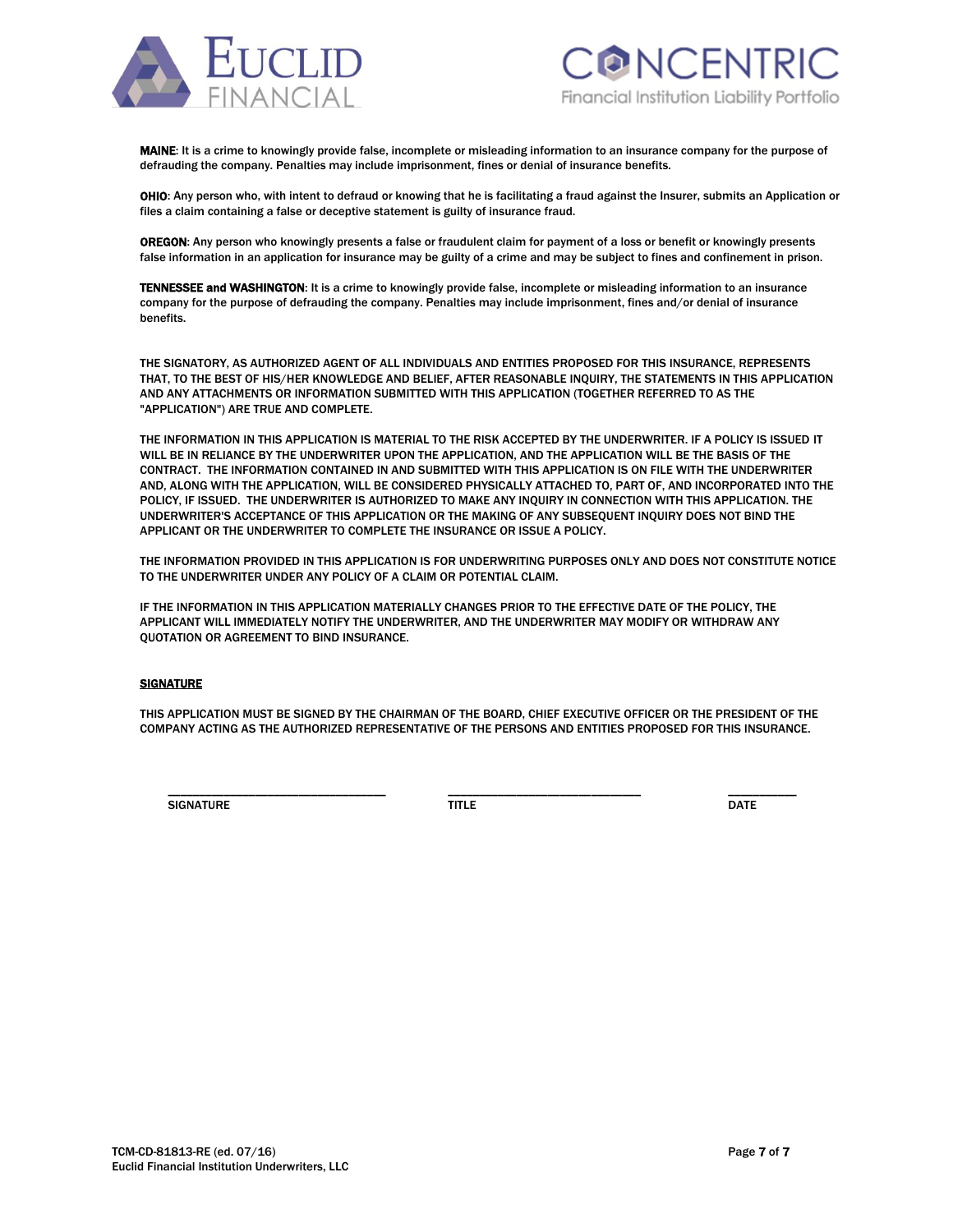**MAINE**: It is a crime to knowingly provide false, incomplete or misleading information to an insurance company for the purpose of defrauding the company. Penalties may include imprisonment, fines or denial of insurance benefits.

**OHIO**: Any person who, with intent to defraud or knowing that he is facilitating a fraud against the Insurer, submits an Application or files a claim containing a false or deceptive statement is guilty of insurance fraud.

**OREGON**: Any person who knowingly presents a false or fraudulent claim for payment of a loss or benefit or knowingly presents false information in an application for insurance may be guilty of a crime and may be subject to fines and confinement in prison.

**TENNESSEE and WASHINGTON**: It is a crime to knowingly provide false, incomplete or misleading information to an insurance company for the purpose of defrauding the company. Penalties may include imprisonment, fines and/or denial of insurance benefits.

THE SIGNATORY, AS AUTHORIZED AGENT OF ALL INDIVIDUALS AND ENTITIES PROPOSED FOR THIS INSURANCE, REPRESENTS THAT, TO THE BEST OF HIS/HER KNOWLEDGE AND BELIEF, AFTER REASONABLE INQUIRY, THE STATEMENTS IN THIS APPLICATION AND ANY ATTACHMENTS OR INFORMATION SUBMITTED WITH THIS APPLICATION (TOGETHER REFERRED TO AS THE "APPLICATION") ARE TRUE AND COMPLETE.

THE INFORMATION IN THIS APPLICATION IS MATERIAL TO THE RISK ACCEPTED BY THE UNDERWRITER. IF A POLICY IS ISSUED IT WILL BE IN RELIANCE BY THE UNDERWRITER UPON THE APPLICATION, AND THE APPLICATION WILL BE THE BASIS OF THE CONTRACT. THE INFORMATION CONTAINED IN AND SUBMITTED WITH THIS APPLICATION IS ON FILE WITH THE UNDERWRITER AND, ALONG WITH THE APPLICATION, WILL BE CONSIDERED PHYSICALLY ATTACHED TO, PART OF, AND INCORPORATED INTO THE POLICY, IF ISSUED. THE UNDERWRITER IS AUTHORIZED TO MAKE ANY INQUIRY IN CONNECTION WITH THIS APPLICATION. THE UNDERWRITER'S ACCEPTANCE OF THIS APPLICATION OR THE MAKING OF ANY SUBSEQUENT INQUIRY DOES NOT BIND THE APPLICANT OR THE UNDERWRITER TO COMPLETE THE INSURANCE OR ISSUE A POLICY.

THE INFORMATION PROVIDED IN THIS APPLICATION IS FOR UNDERWRITING PURPOSES ONLY AND DOES NOT CONSTITUTE NOTICE TO THE UNDERWRITER UNDER ANY POLICY OF A CLAIM OR POTENTIAL CLAIM.

IF THE INFORMATION IN THIS APPLICATION MATERIALLY CHANGES PRIOR TO THE EFFECTIVE DATE OF THE POLICY, THE APPLICANT WILL IMMEDIATELY NOTIFY THE UNDERWRITER, AND THE UNDERWRITER MAY MODIFY OR WITHDRAW ANY QUOTATION OR AGREEMENT TO BIND INSURANCE.

**SIGNATURE**

THIS APPLICATION MUST BE SIGNED BY THE CHAIRMAN OF THE BOARD, CHIEF EXECUTIVE OFFICER OR THE PRESIDENT OF THE COMPANY ACTING AS THE AUTHORIZED REPRESENTATIVE OF THE PERSONS AND ENTITIES PROPOSED FOR THIS INSURANCE.

| | | |
|---|---|---|
| ______________________ | ______________________ | __________ |
| SIGNATURE | TITLE | DATE |

TCM-CD-81813-RE (ed. 07/16)
Euclid Financial Institution Underwriters, LLC